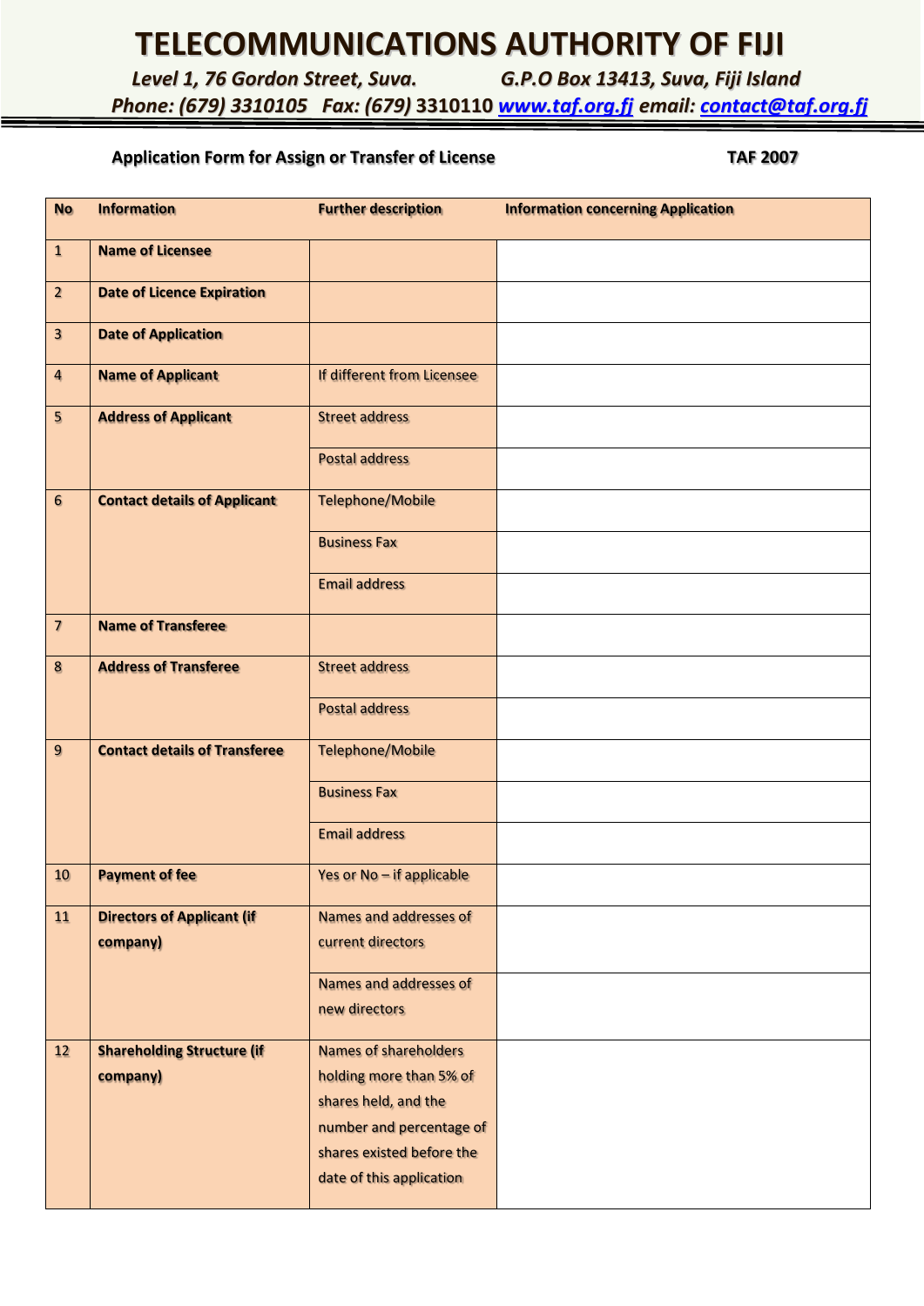# TELECOMMUNICATIONS AUTHORITY OF FIJI

*Level 1, 76 Gordon Street, Suva.* *G.P.O Box 13413, Suva, Fiji Island*

*Phone: (679) 3310105 Fax: (679) 3310110 [www.taf.org.fj](http://www.taf.org.fj) email: [contact@taf.org.fj](mailto:contact@taf.org.fj)*

**Application Form for Assign or Transfer of License** **TAF 2007**

| No | Information | Further description | Information concerning Application |
|---|---|---|---|
| 1 | **Name of Licensee** | | |
| 2 | **Date of Licence Expiration** | | |
| 3 | **Date of Application** | | |
| 4 | **Name of Applicant** | If different from Licensee | |
| 5 | **Address of Applicant** | Street address | |
| | | Postal address | |
| 6 | **Contact details of Applicant** | Telephone/Mobile | |
| | | Business Fax | |
| | | Email address | |
| 7 | **Name of Transferee** | | |
| 8 | **Address of Transferee** | Street address | |
| | | Postal address | |
| 9 | **Contact details of Transferee** | Telephone/Mobile | |
| | | Business Fax | |
| | | Email address | |
| 10 | **Payment of fee** | Yes or No – if applicable | |
| 11 | **Directors of Applicant (if company)** | Names and addresses of current directors | |
| | | Names and addresses of new directors | |
| 12 | **Shareholding Structure (if company)** | Names of shareholders holding more than 5% of shares held, and the number and percentage of shares existed before the date of this application | |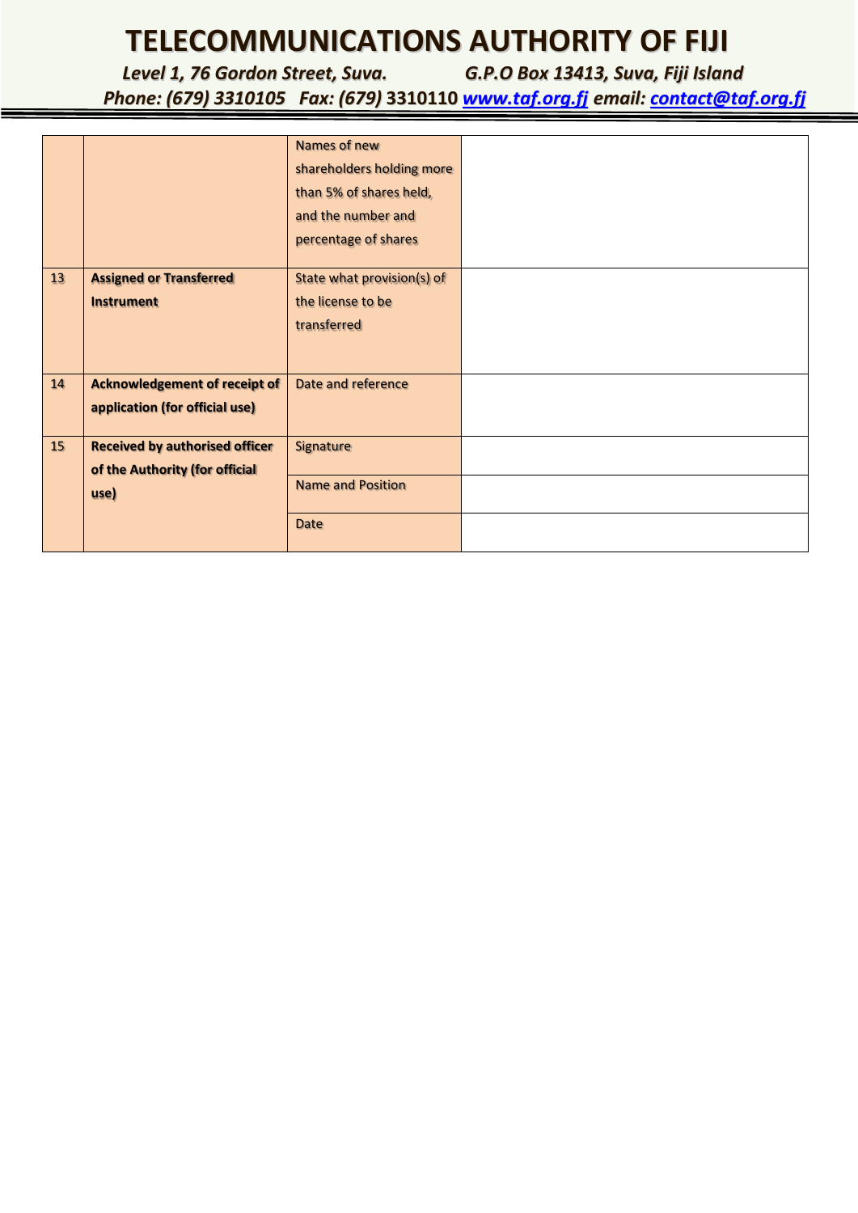| | | | |
|---|---|---|---|
| | | Names of new shareholders holding more than 5% of shares held, and the number and percentage of shares | |
| 13 | **Assigned or Transferred Instrument** | State what provision(s) of the license to be transferred | |
| 14 | **Acknowledgement of receipt of application (for official use)** | Date and reference | |
| 15 | **Received by authorised officer of the Authority (for official use)** | Signature | |
| | | Name and Position | |
| | | Date | |